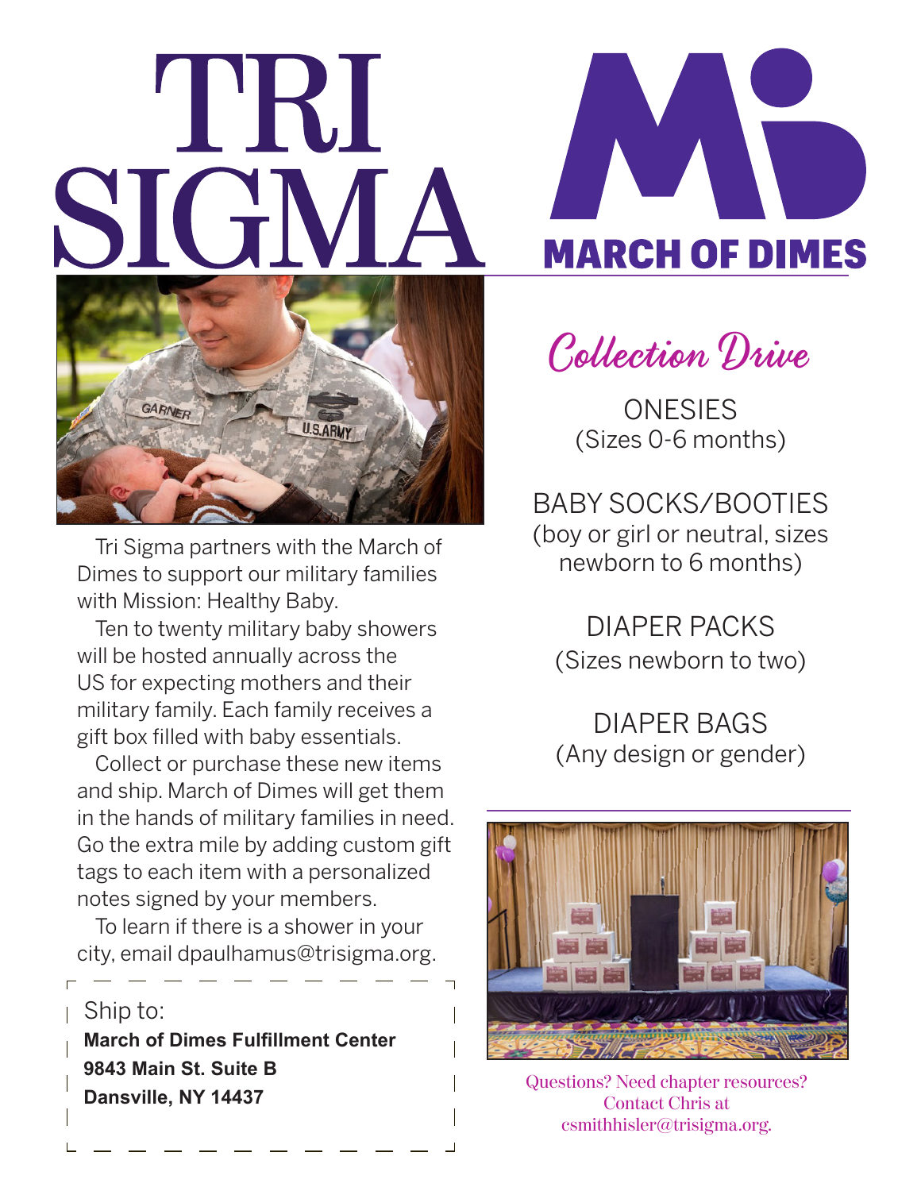# TRI SIGMA

# MARCH OF DIMES

Tri Sigma partners with the March of Dimes to support our military families with Mission: Healthy Baby.

Ten to twenty military baby showers will be hosted annually across the US for expecting mothers and their military family. Each family receives a gift box filled with baby essentials.

Collect or purchase these new items and ship. March of Dimes will get them in the hands of military families in need. Go the extra mile by adding custom gift tags to each item with a personalized notes signed by your members.

To learn if there is a shower in your city, email dpaulhamus@trisigma.org.

Ship to:
**March of Dimes Fulfillment Center**
**9843 Main St. Suite B**
**Dansville, NY 14437**

## Collection Drive

ONESIES
(Sizes 0-6 months)

BABY SOCKS/BOOTIES
(boy or girl or neutral, sizes newborn to 6 months)

DIAPER PACKS
(Sizes newborn to two)

DIAPER BAGS
(Any design or gender)

Questions? Need chapter resources? Contact Chris at csmithhisler@trisigma.org.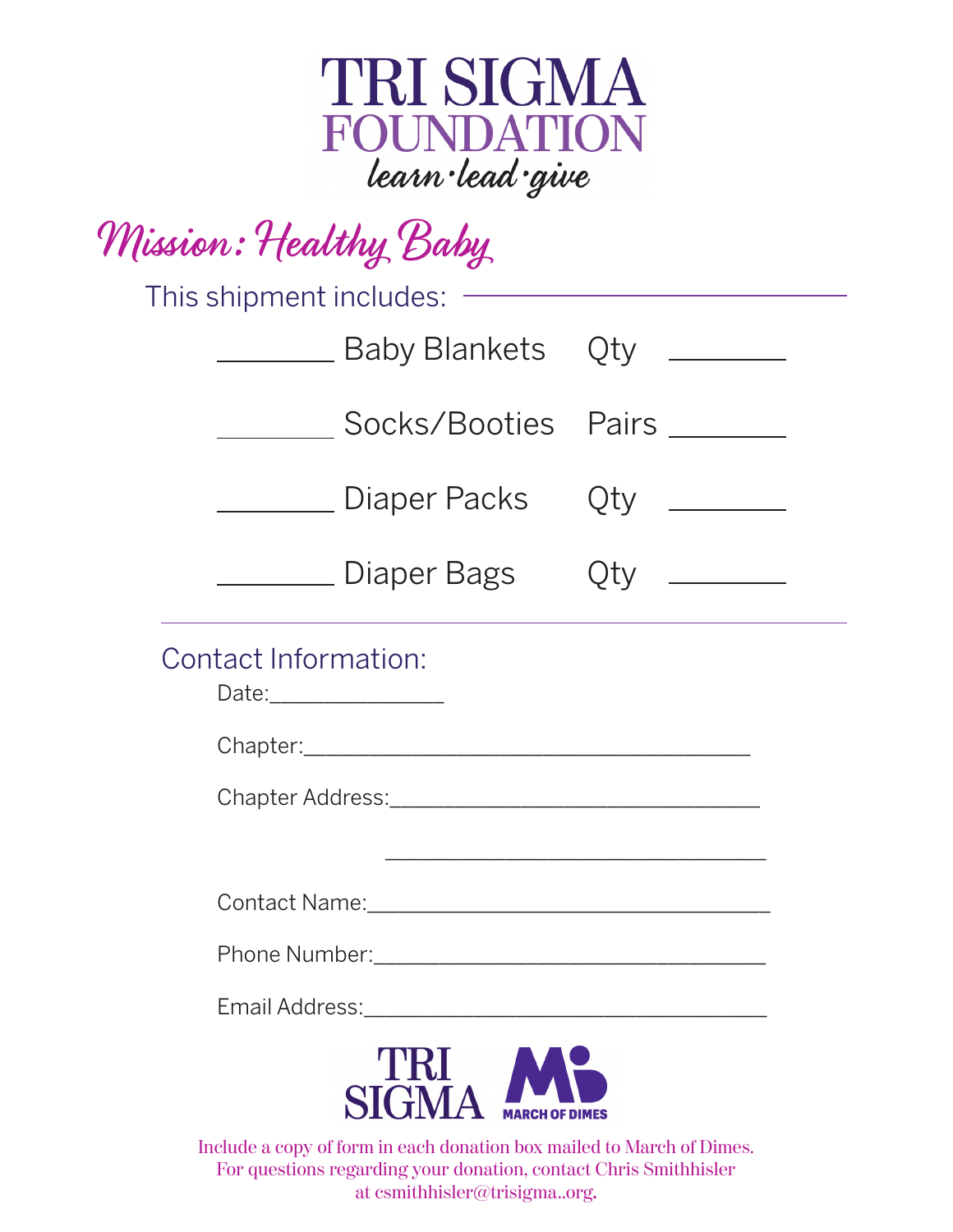# TRI SIGMA FOUNDATION

*learn · lead · give*

## Mission: Healthy Baby

This shipment includes: \_\_\_\_\_\_\_\_\_\_\_\_\_\_\_\_\_\_\_\_\_\_\_\_\_\_\_\_\_\_\_\_\_\_\_\_\_\_\_\_\_\_\_\_

\_\_\_\_\_\_\_\_ Baby Blankets Qty \_\_\_\_\_\_\_\_

\_\_\_\_\_\_\_\_ Socks/Booties Pairs \_\_\_\_\_\_\_\_

\_\_\_\_\_\_\_\_ Diaper Packs Qty \_\_\_\_\_\_\_\_

\_\_\_\_\_\_\_\_ Diaper Bags Qty \_\_\_\_\_\_\_\_

---

### Contact Information:

Date:\_\_\_\_\_\_\_\_\_\_\_\_\_\_\_\_

Chapter:\_\_\_\_\_\_\_\_\_\_\_\_\_\_\_\_\_\_\_\_\_\_\_\_\_\_\_\_\_\_\_\_\_\_\_\_\_\_\_\_\_\_

Chapter Address:\_\_\_\_\_\_\_\_\_\_\_\_\_\_\_\_\_\_\_\_\_\_\_\_\_\_\_\_\_\_\_\_\_\_\_

\_\_\_\_\_\_\_\_\_\_\_\_\_\_\_\_\_\_\_\_\_\_\_\_\_\_\_\_\_\_\_\_\_\_\_

Contact Name:\_\_\_\_\_\_\_\_\_\_\_\_\_\_\_\_\_\_\_\_\_\_\_\_\_\_\_\_\_\_\_\_\_\_\_\_\_

Phone Number:\_\_\_\_\_\_\_\_\_\_\_\_\_\_\_\_\_\_\_\_\_\_\_\_\_\_\_\_\_\_\_\_\_\_\_\_

Email Address:\_\_\_\_\_\_\_\_\_\_\_\_\_\_\_\_\_\_\_\_\_\_\_\_\_\_\_\_\_\_\_\_\_\_\_\_\_

TRI SIGMA MARCH OF DIMES

Include a copy of form in each donation box mailed to March of Dimes.
For questions regarding your donation, contact Chris Smithhisler
at csmithhisler@trisigma..org.